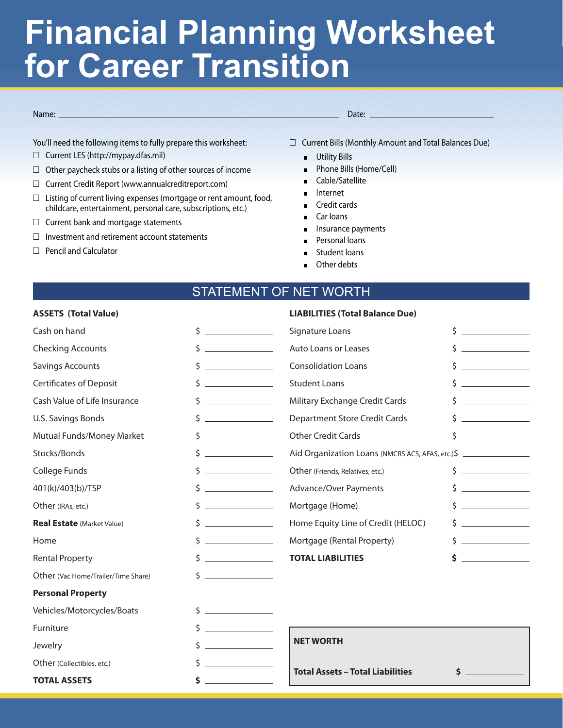# Financial Planning Worksheet for Career Transition

Name: ______________________________ Date: ______________

You'll need the following items to fully prepare this worksheet:

- ☐ Current LES (http://mypay.dfas.mil)
- ☐ Other paycheck stubs or a listing of other sources of income
- ☐ Current Credit Report (www.annualcreditreport.com)
- ☐ Listing of current living expenses (mortgage or rent amount, food, childcare, entertainment, personal care, subscriptions, etc.)
- ☐ Current bank and mortgage statements
- ☐ Investment and retirement account statements
- ☐ Pencil and Calculator
- ☐ Current Bills (Monthly Amount and Total Balances Due)
  - Utility Bills
  - Phone Bills (Home/Cell)
  - Cable/Satellite
  - Internet
  - Credit cards
  - Car loans
  - Insurance payments
  - Personal loans
  - Student loans
  - Other debts

## STATEMENT OF NET WORTH

| ASSETS (Total Value) | |
|---|---|
| Cash on hand | $ ________ |
| Checking Accounts | $ ________ |
| Savings Accounts | $ ________ |
| Certificates of Deposit | $ ________ |
| Cash Value of Life Insurance | $ ________ |
| U.S. Savings Bonds | $ ________ |
| Mutual Funds/Money Market | $ ________ |
| Stocks/Bonds | $ ________ |
| College Funds | $ ________ |
| 401(k)/403(b)/TSP | $ ________ |
| Other (IRAs, etc.) | $ ________ |
| **Real Estate** (Market Value) | $ ________ |
| Home | $ ________ |
| Rental Property | $ ________ |
| Other (Vac Home/Trailer/Time Share) | $ ________ |
| **Personal Property** | |
| Vehicles/Motorcycles/Boats | $ ________ |
| Furniture | $ ________ |
| Jewelry | $ ________ |
| Other (Collectibles, etc.) | $ ________ |
| **TOTAL ASSETS** | **$** ________ |

| LIABILITIES (Total Balance Due) | |
|---|---|
| Signature Loans | $ ________ |
| Auto Loans or Leases | $ ________ |
| Consolidation Loans | $ ________ |
| Student Loans | $ ________ |
| Military Exchange Credit Cards | $ ________ |
| Department Store Credit Cards | $ ________ |
| Other Credit Cards | $ ________ |
| Aid Organization Loans (NMCRS ACS, AFAS, etc.) | $ ________ |
| Other (Friends, Relatives, etc.) | $ ________ |
| Advance/Over Payments | $ ________ |
| Mortgage (Home) | $ ________ |
| Home Equity Line of Credit (HELOC) | $ ________ |
| Mortgage (Rental Property) | $ ________ |
| **TOTAL LIABILITIES** | **$** ________ |

| NET WORTH | |
|---|---|
| **Total Assets – Total Liabilities** | **$** ________ |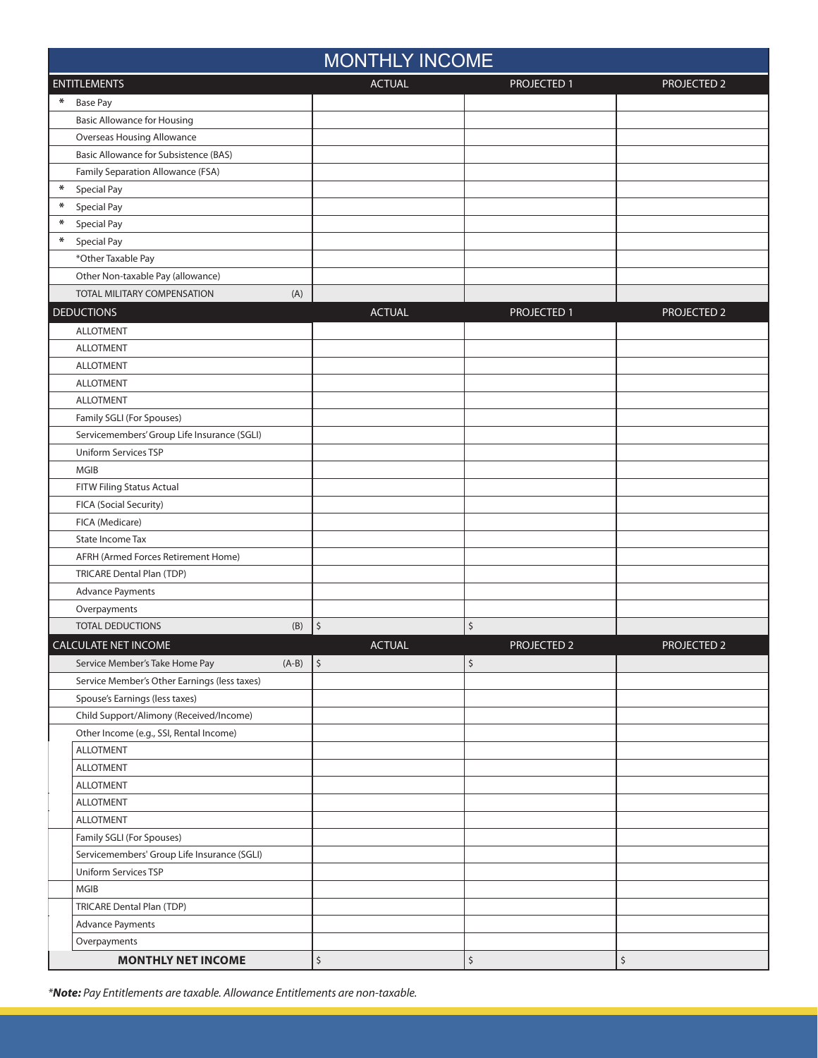# MONTHLY INCOME

| ENTITLEMENTS | ACTUAL | PROJECTED 1 | PROJECTED 2 |
|---|---|---|---|
| * Base Pay | | | |
| Basic Allowance for Housing | | | |
| Overseas Housing Allowance | | | |
| Basic Allowance for Subsistence (BAS) | | | |
| Family Separation Allowance (FSA) | | | |
| * Special Pay | | | |
| * Special Pay | | | |
| * Special Pay | | | |
| * Special Pay | | | |
| *Other Taxable Pay | | | |
| Other Non-taxable Pay (allowance) | | | |
| TOTAL MILITARY COMPENSATION (A) | | | |
| **DEDUCTIONS** | **ACTUAL** | **PROJECTED 1** | **PROJECTED 2** |
| ALLOTMENT | | | |
| ALLOTMENT | | | |
| ALLOTMENT | | | |
| ALLOTMENT | | | |
| ALLOTMENT | | | |
| Family SGLI (For Spouses) | | | |
| Servicemembers' Group Life Insurance (SGLI) | | | |
| Uniform Services TSP | | | |
| MGIB | | | |
| FITW Filing Status Actual | | | |
| FICA (Social Security) | | | |
| FICA (Medicare) | | | |
| State Income Tax | | | |
| AFRH (Armed Forces Retirement Home) | | | |
| TRICARE Dental Plan (TDP) | | | |
| Advance Payments | | | |
| Overpayments | | | |
| TOTAL DEDUCTIONS (B) | $ | $ | |
| **CALCULATE NET INCOME** | **ACTUAL** | **PROJECTED 2** | **PROJECTED 2** |
| Service Member's Take Home Pay (A-B) | $ | $ | |
| Service Member's Other Earnings (less taxes) | | | |
| Spouse's Earnings (less taxes) | | | |
| Child Support/Alimony (Received/Income) | | | |
| Other Income (e.g., SSI, Rental Income) | | | |
| ALLOTMENT | | | |
| ALLOTMENT | | | |
| ALLOTMENT | | | |
| ALLOTMENT | | | |
| ALLOTMENT | | | |
| Family SGLI (For Spouses) | | | |
| Servicemembers' Group Life Insurance (SGLI) | | | |
| Uniform Services TSP | | | |
| MGIB | | | |
| TRICARE Dental Plan (TDP) | | | |
| Advance Payments | | | |
| Overpayments | | | |
| **MONTHLY NET INCOME** | $ | $ | $ |

*\*Note:* Pay Entitlements are taxable. Allowance Entitlements are non-taxable.*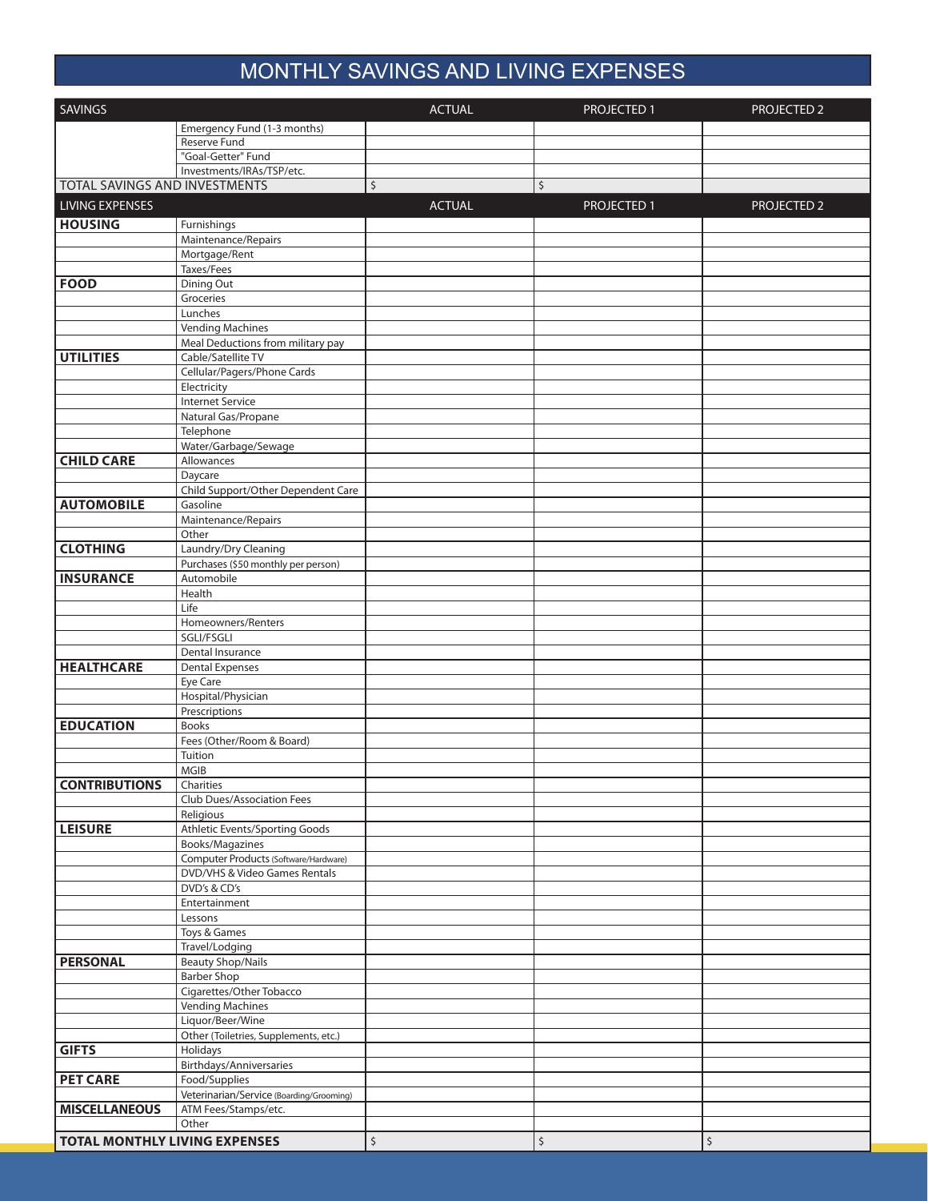# MONTHLY SAVINGS AND LIVING EXPENSES

| SAVINGS | | ACTUAL | PROJECTED 1 | PROJECTED 2 |
|---|---|---|---|---|
| | Emergency Fund (1-3 months) | | | |
| | Reserve Fund | | | |
| | "Goal-Getter" Fund | | | |
| | Investments/IRAs/TSP/etc. | | | |
| TOTAL SAVINGS AND INVESTMENTS | | $ | $ | |

| LIVING EXPENSES | | ACTUAL | PROJECTED 1 | PROJECTED 2 |
|---|---|---|---|---|
| **HOUSING** | Furnishings | | | |
| | Maintenance/Repairs | | | |
| | Mortgage/Rent | | | |
| | Taxes/Fees | | | |
| **FOOD** | Dining Out | | | |
| | Groceries | | | |
| | Lunches | | | |
| | Vending Machines | | | |
| | Meal Deductions from military pay | | | |
| **UTILITIES** | Cable/Satellite TV | | | |
| | Cellular/Pagers/Phone Cards | | | |
| | Electricity | | | |
| | Internet Service | | | |
| | Natural Gas/Propane | | | |
| | Telephone | | | |
| | Water/Garbage/Sewage | | | |
| **CHILD CARE** | Allowances | | | |
| | Daycare | | | |
| | Child Support/Other Dependent Care | | | |
| **AUTOMOBILE** | Gasoline | | | |
| | Maintenance/Repairs | | | |
| | Other | | | |
| **CLOTHING** | Laundry/Dry Cleaning | | | |
| | Purchases ($50 monthly per person) | | | |
| **INSURANCE** | Automobile | | | |
| | Health | | | |
| | Life | | | |
| | Homeowners/Renters | | | |
| | SGLI/FSGLI | | | |
| | Dental Insurance | | | |
| **HEALTHCARE** | Dental Expenses | | | |
| | Eye Care | | | |
| | Hospital/Physician | | | |
| | Prescriptions | | | |
| **EDUCATION** | Books | | | |
| | Fees (Other/Room & Board) | | | |
| | Tuition | | | |
| | MGIB | | | |
| **CONTRIBUTIONS** | Charities | | | |
| | Club Dues/Association Fees | | | |
| | Religious | | | |
| **LEISURE** | Athletic Events/Sporting Goods | | | |
| | Books/Magazines | | | |
| | Computer Products (Software/Hardware) | | | |
| | DVD/VHS & Video Games Rentals | | | |
| | DVD's & CD's | | | |
| | Entertainment | | | |
| | Lessons | | | |
| | Toys & Games | | | |
| | Travel/Lodging | | | |
| **PERSONAL** | Beauty Shop/Nails | | | |
| | Barber Shop | | | |
| | Cigarettes/Other Tobacco | | | |
| | Vending Machines | | | |
| | Liquor/Beer/Wine | | | |
| | Other (Toiletries, Supplements, etc.) | | | |
| **GIFTS** | Holidays | | | |
| | Birthdays/Anniversaries | | | |
| **PET CARE** | Food/Supplies | | | |
| | Veterinarian/Service (Boarding/Grooming) | | | |
| **MISCELLANEOUS** | ATM Fees/Stamps/etc. | | | |
| | Other | | | |
| **TOTAL MONTHLY LIVING EXPENSES** | | $ | $ | $ |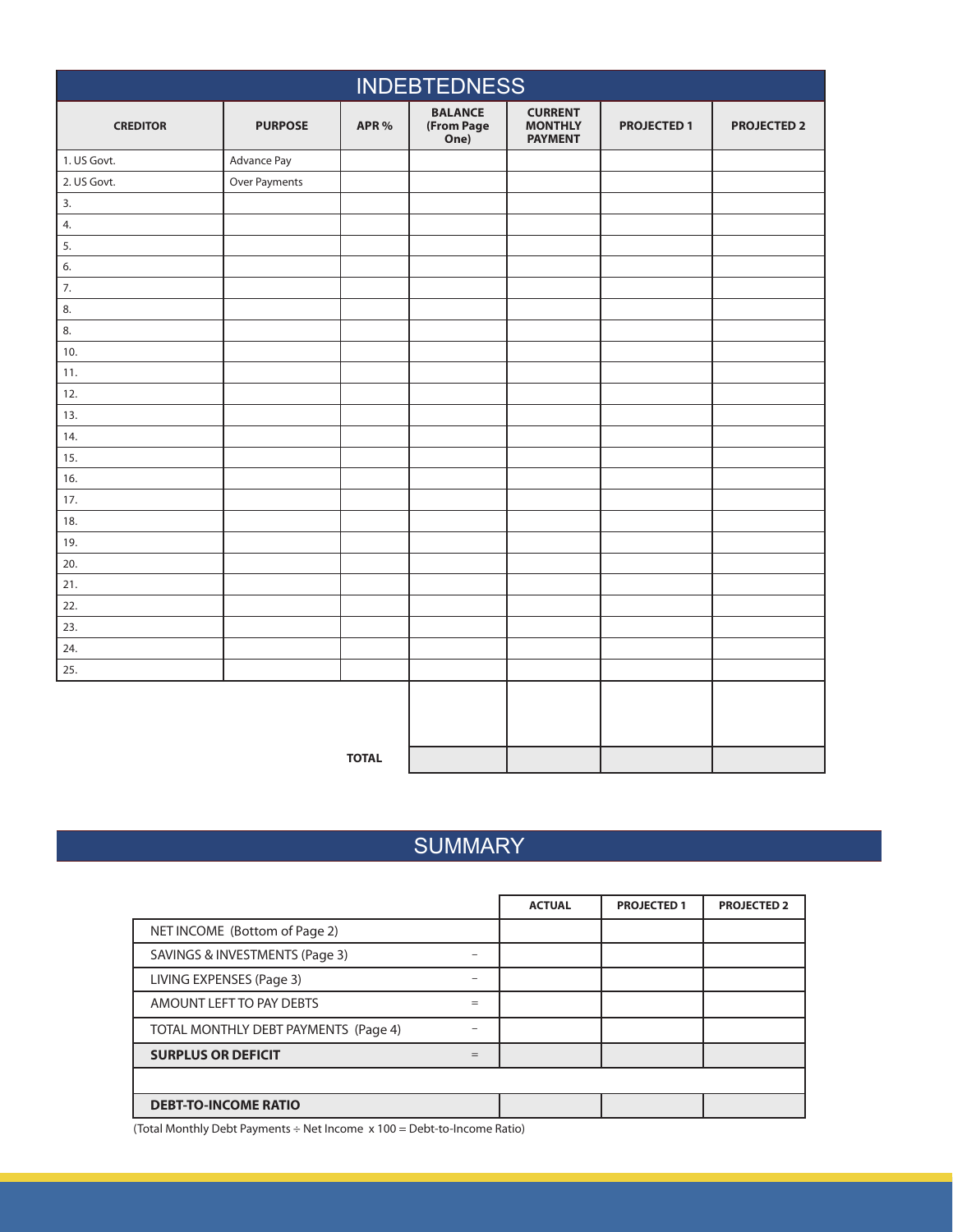## INDEBTEDNESS

| CREDITOR | PURPOSE | APR % | BALANCE (From Page One) | CURRENT MONTHLY PAYMENT | PROJECTED 1 | PROJECTED 2 |
|---|---|---|---|---|---|---|
| 1. US Govt. | Advance Pay | | | | | |
| 2. US Govt. | Over Payments | | | | | |
| 3. | | | | | | |
| 4. | | | | | | |
| 5. | | | | | | |
| 6. | | | | | | |
| 7. | | | | | | |
| 8. | | | | | | |
| 8. | | | | | | |
| 10. | | | | | | |
| 11. | | | | | | |
| 12. | | | | | | |
| 13. | | | | | | |
| 14. | | | | | | |
| 15. | | | | | | |
| 16. | | | | | | |
| 17. | | | | | | |
| 18. | | | | | | |
| 19. | | | | | | |
| 20. | | | | | | |
| 21. | | | | | | |
| 22. | | | | | | |
| 23. | | | | | | |
| 24. | | | | | | |
| 25. | | | | | | |
| | | **TOTAL** | | | | |

## SUMMARY

| | | ACTUAL | PROJECTED 1 | PROJECTED 2 |
|---|---|---|---|---|
| NET INCOME (Bottom of Page 2) | | | | |
| SAVINGS & INVESTMENTS (Page 3) | – | | | |
| LIVING EXPENSES (Page 3) | – | | | |
| AMOUNT LEFT TO PAY DEBTS | = | | | |
| TOTAL MONTHLY DEBT PAYMENTS (Page 4) | – | | | |
| **SURPLUS OR DEFICIT** | = | | | |
| | | | | |
| **DEBT-TO-INCOME RATIO** | | | | |

(Total Monthly Debt Payments ÷ Net Income x 100 = Debt-to-Income Ratio)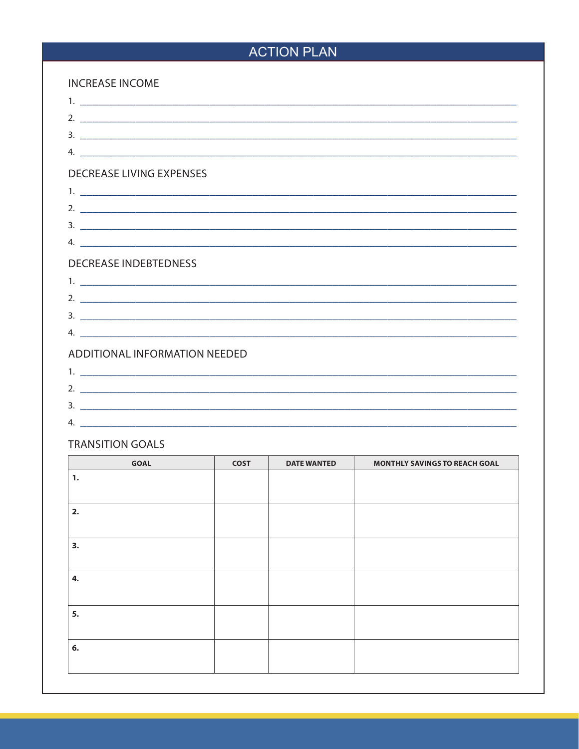# ACTION PLAN

## INCREASE INCOME

1. ______________________________
2. ______________________________
3. ______________________________
4. ______________________________

## DECREASE LIVING EXPENSES

1. ______________________________
2. ______________________________
3. ______________________________
4. ______________________________

## DECREASE INDEBTEDNESS

1. ______________________________
2. ______________________________
3. ______________________________
4. ______________________________

## ADDITIONAL INFORMATION NEEDED

1. ______________________________
2. ______________________________
3. ______________________________
4. ______________________________

## TRANSITION GOALS

| GOAL | COST | DATE WANTED | MONTHLY SAVINGS TO REACH GOAL |
|---|---|---|---|
| **1.** | | | |
| **2.** | | | |
| **3.** | | | |
| **4.** | | | |
| **5.** | | | |
| **6.** | | | |